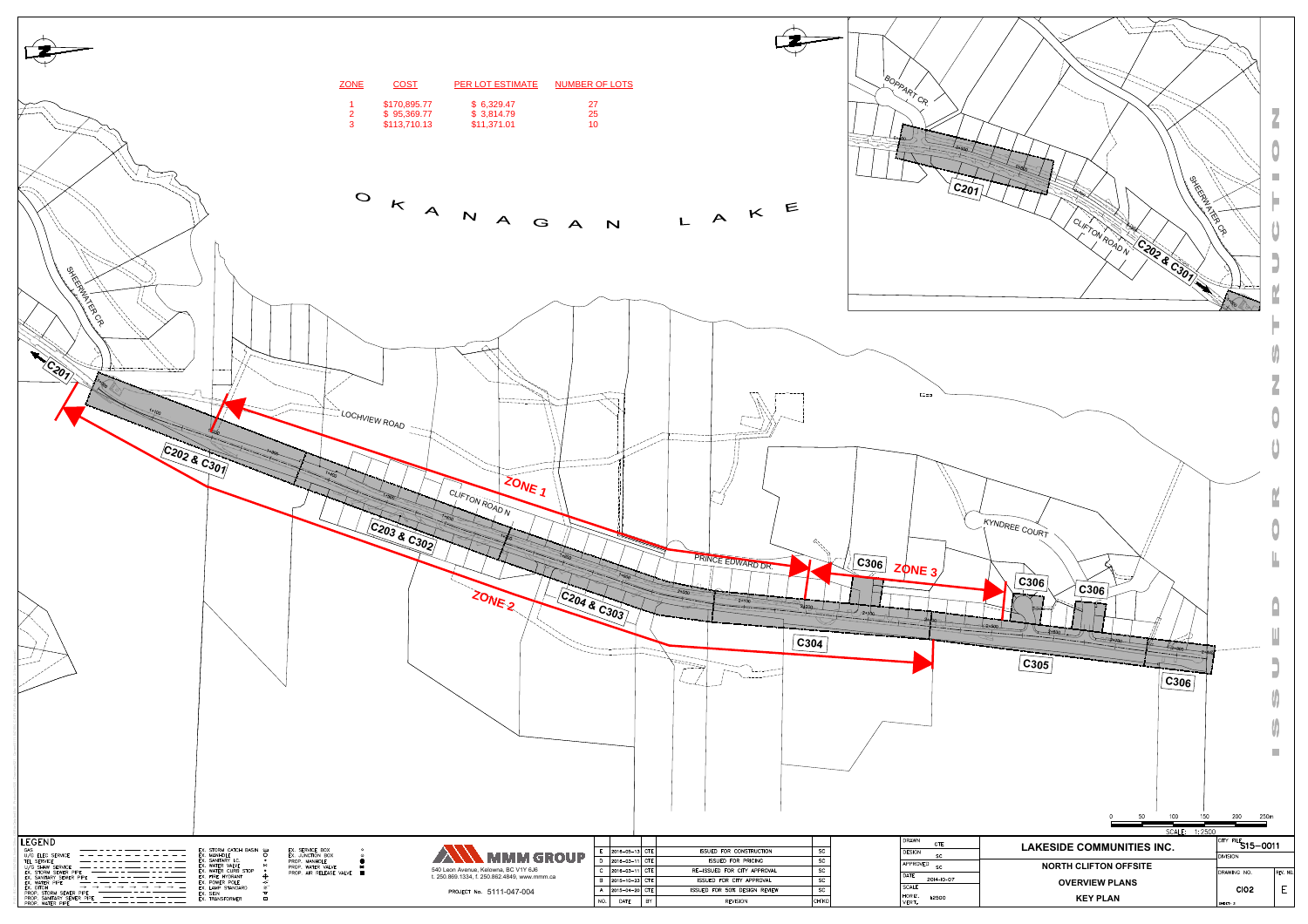| ZONE | COST | PER LOT ESTIMATE | NUMBER OF LOTS |
|---|---|---|---|
| 1 | $170,895.77 | $ 6,329.47 | 27 |
| 2 | $ 95,369.77 | $ 3,814.79 | 25 |
| 3 | $113,710.13 | $11,371.01 | 10 |

OKANAGAN LAKE

SHEERWATER CR
C201
C202 & C301
LOCHVIEW ROAD
ZONE 1
CLIFTON ROAD N
C203 & C302
ZONE 2
C204 & C303
PRINCE EDWARD DR.
C306
ZONE 3
C304
KYNDREE COURT
C306
C306
C305
C306

BOPPART CR
C201
CLIFTON ROAD N
C202 & C301
SHEERWATER CR

ISSUED FOR CONSTRUCTION

SCALE: 1:2500

LEGEND

GAS
U/G ELEC SERVICE
TEL SERVICE
U/G SHAW SERVICE
EX. STORM SEWER PIPE
EX. SANITARY SEWER PIPE
EX. WATER PIPE
EX. DITCH
PROP. STORM SEWER PIPE
PROP. SANITARY SEWER PIPE
PROP. WATER PIPE

EX. STORM CATCH BASIN
EX. MANHOLE
EX. SANITARY I.C.
EX. WATER VALVE
EX. WATER CURB STOP
EX. FIRE HYDRANT
EX. POWER POLE
EX. LAMP STANDARD
EX. SIGN
EX. TRANSFORMER

EX. SERVICE BOX
EX. JUNCTION BOX
PROP. MANHOLE
PROP. WATER VALVE
PROP. AIR RELEASE VALVE

MMM GROUP
540 Leon Avenue, Kelowna, BC V1Y 6J6
t. 250.869.1334, f. 250.862.4849, www.mmm.ca

PROJECT No. 5111-047-004

| NO. | DATE | BY | REVISION | CH'KD |
|---|---|---|---|---|
| E | 2016-05-13 | CTE | ISSUED FOR CONSTRUCTION | SC |
| D | 2016-03-11 | CTE | ISSUED FOR PRICING | SC |
| C | 2016-03-11 | CTE | RE-ISSUED FOR CITY APPROVAL | SC |
| B | 2015-10-23 | CTE | ISSUED FOR CITY APPROVAL | SC |
| A | 2015-04-20 | CTE | ISSUED FOR 50% DESIGN REVIEW | SC |

DRAWN: CTE
DESIGN: SC
APPROVED: SC
DATE: 2014-10-07
SCALE: HORIZ. 1:2500 VERT.

LAKESIDE COMMUNITIES INC.

NORTH CLIFTON OFFSITE

OVERVIEW PLANS

KEY PLAN

CITY FILE: S15-0011
DIVISION
DRAWING NO.: C102
REV. NO.: E
SHEET: 2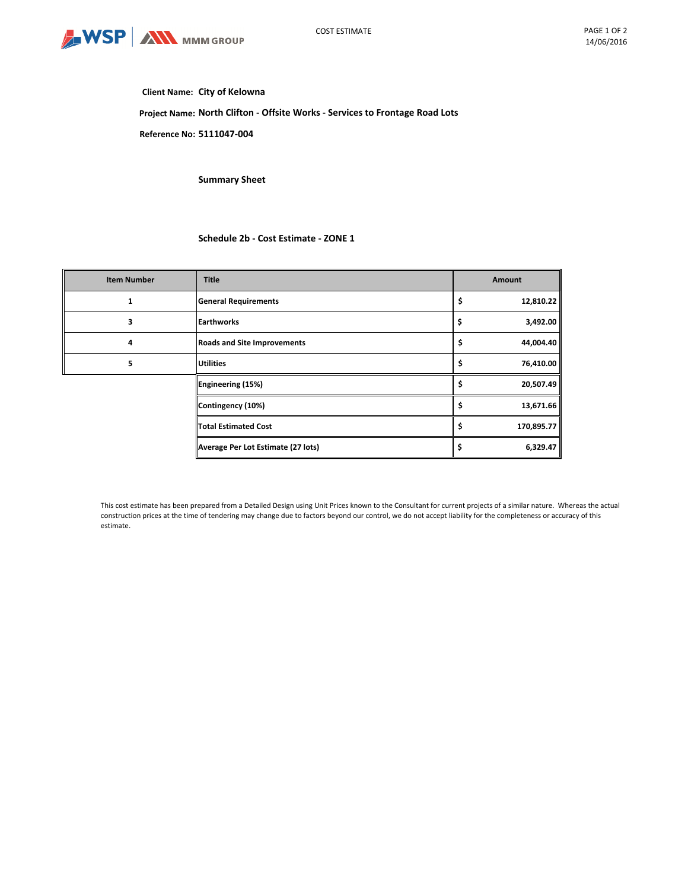**Client Name:** City of Kelowna

**Project Name:** North Clifton - Offsite Works - Services to Frontage Road Lots

**Reference No:** 5111047-004

### Summary Sheet

### Schedule 2b - Cost Estimate - ZONE 1

| Item Number | Title | Amount |
|---|---|---|
| 1 | **General Requirements** | $ 12,810.22 |
| 3 | **Earthworks** | $ 3,492.00 |
| 4 | **Roads and Site Improvements** | $ 44,004.40 |
| 5 | **Utilities** | $ 76,410.00 |
| | **Engineering (15%)** | $ 20,507.49 |
| | **Contingency (10%)** | $ 13,671.66 |
| | **Total Estimated Cost** | $ 170,895.77 |
| | **Average Per Lot Estimate (27 lots)** | $ 6,329.47 |

This cost estimate has been prepared from a Detailed Design using Unit Prices known to the Consultant for current projects of a similar nature. Whereas the actual construction prices at the time of tendering may change due to factors beyond our control, we do not accept liability for the completeness or accuracy of this estimate.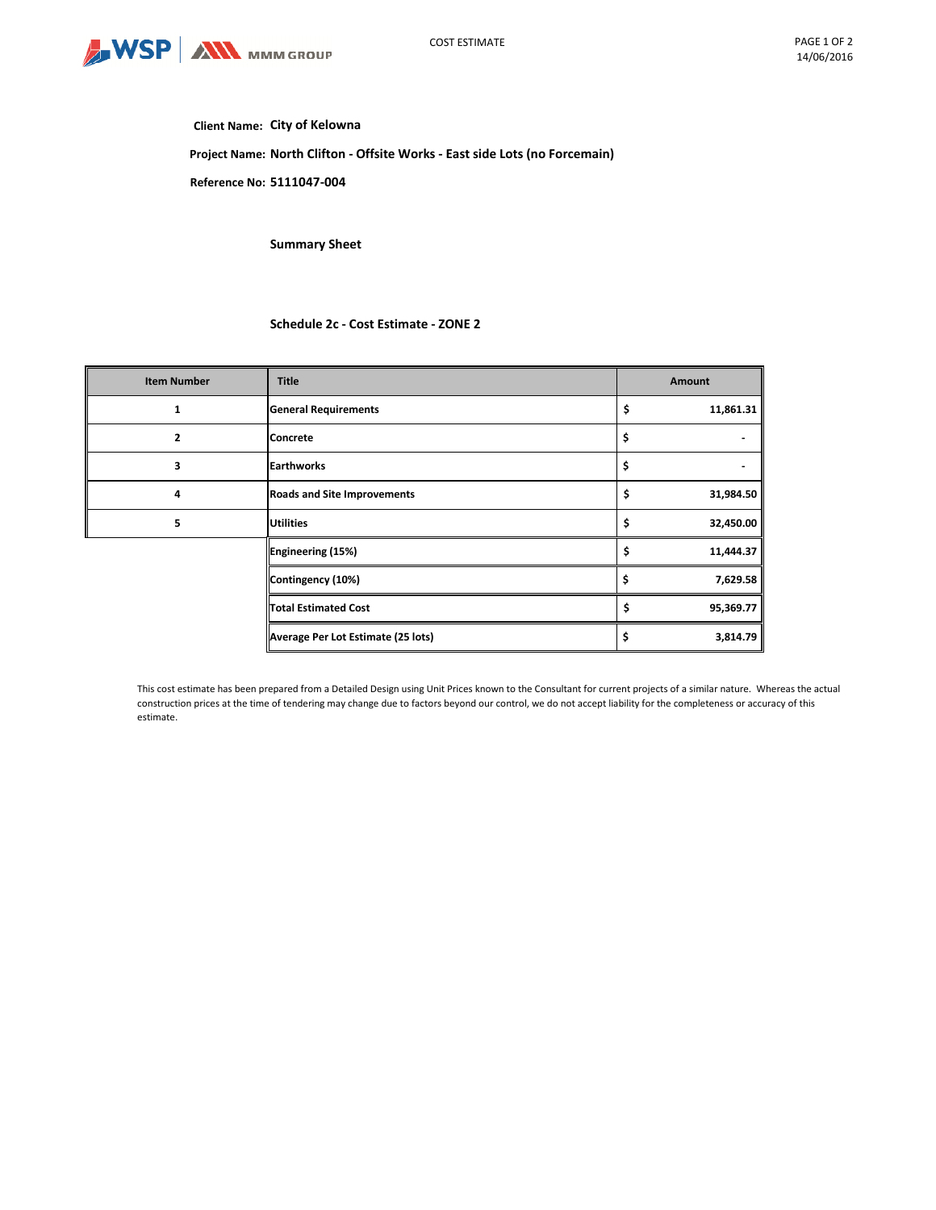**Client Name:** City of Kelowna

**Project Name:** North Clifton - Offsite Works - East side Lots (no Forcemain)

**Reference No:** 5111047-004

**Summary Sheet**

**Schedule 2c - Cost Estimate - ZONE 2**

| Item Number | Title | Amount |
|---|---|---|
| 1 | **General Requirements** | $ 11,861.31 |
| 2 | **Concrete** | $ - |
| 3 | **Earthworks** | $ - |
| 4 | **Roads and Site Improvements** | $ 31,984.50 |
| 5 | **Utilities** | $ 32,450.00 |
| | **Engineering (15%)** | $ 11,444.37 |
| | **Contingency (10%)** | $ 7,629.58 |
| | **Total Estimated Cost** | $ 95,369.77 |
| | **Average Per Lot Estimate (25 lots)** | $ 3,814.79 |

This cost estimate has been prepared from a Detailed Design using Unit Prices known to the Consultant for current projects of a similar nature. Whereas the actual construction prices at the time of tendering may change due to factors beyond our control, we do not accept liability for the completeness or accuracy of this estimate.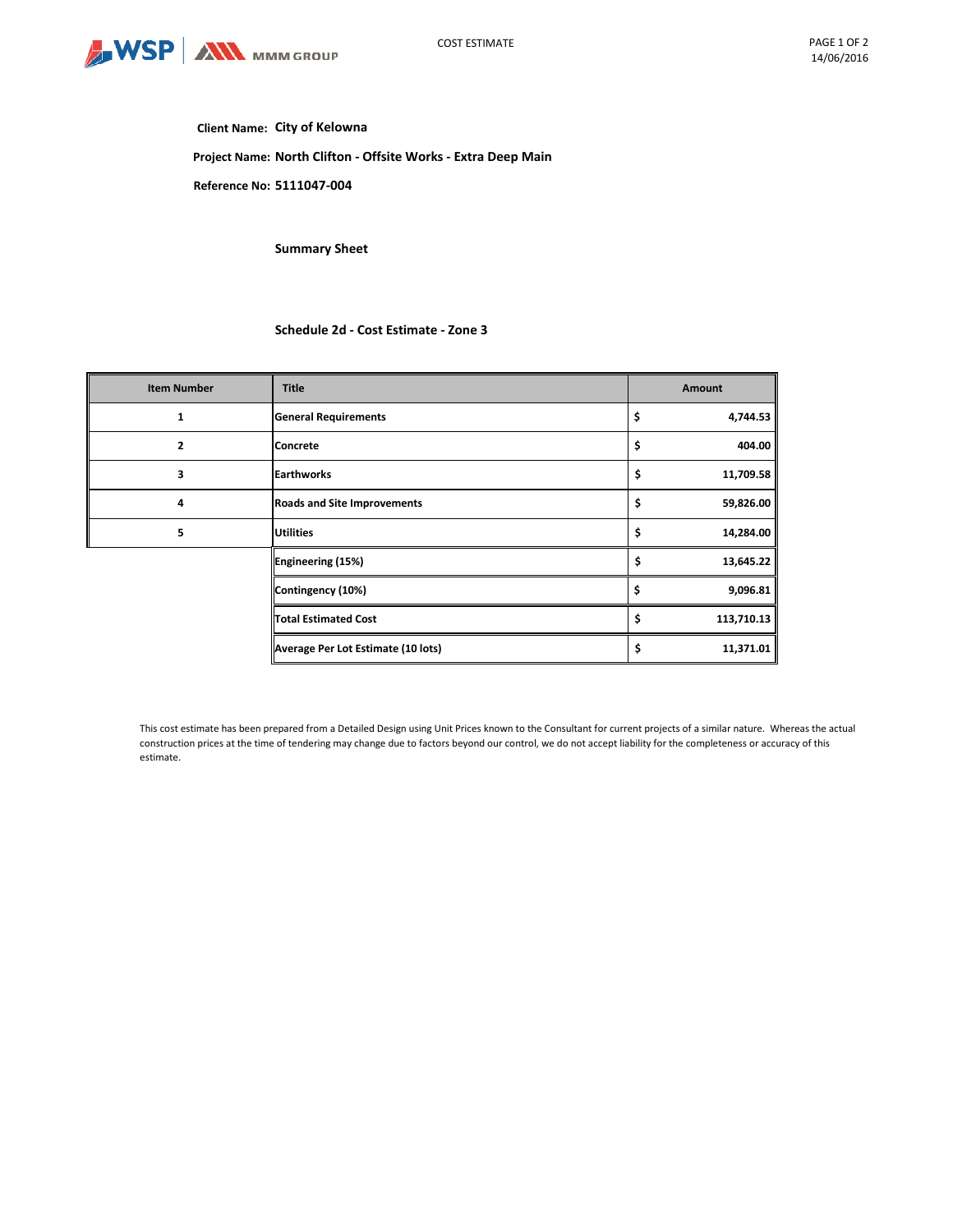COST ESTIMATE

**Client Name:** **City of Kelowna**

**Project Name:** **North Clifton - Offsite Works - Extra Deep Main**

**Reference No:** **5111047-004**

**Summary Sheet**

**Schedule 2d - Cost Estimate - Zone 3**

| Item Number | Title | Amount | |
|---|---|---|---|
| 1 | General Requirements | $ | 4,744.53 |
| 2 | Concrete | $ | 404.00 |
| 3 | Earthworks | $ | 11,709.58 |
| 4 | Roads and Site Improvements | $ | 59,826.00 |
| 5 | Utilities | $ | 14,284.00 |
| | Engineering (15%) | $ | 13,645.22 |
| | Contingency (10%) | $ | 9,096.81 |
| | Total Estimated Cost | $ | 113,710.13 |
| | Average Per Lot Estimate (10 lots) | $ | 11,371.01 |

This cost estimate has been prepared from a Detailed Design using Unit Prices known to the Consultant for current projects of a similar nature. Whereas the actual construction prices at the time of tendering may change due to factors beyond our control, we do not accept liability for the completeness or accuracy of this estimate.